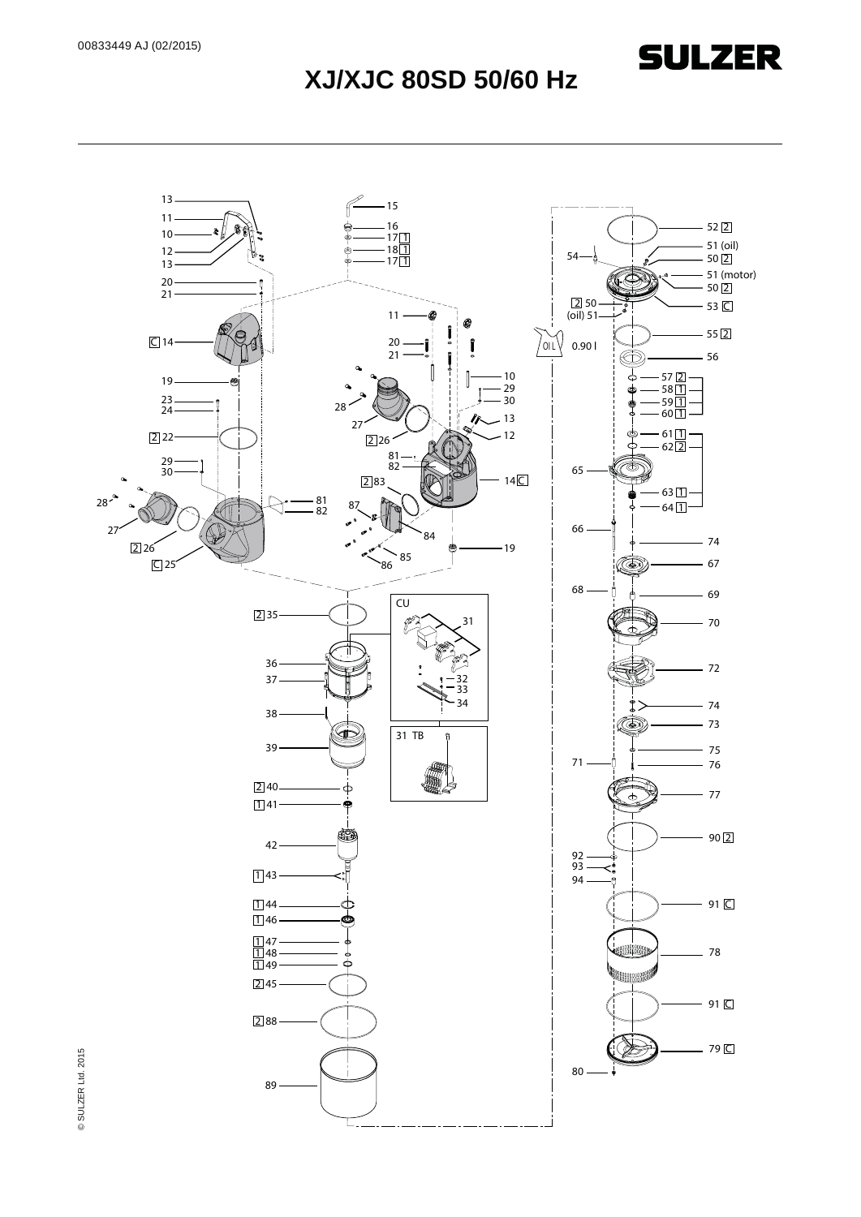00833449 AJ (02/2015)

SULZER

# XJ/XJC 80SD 50/60 Hz

13
11
10
12
13
20
21
C 14
19
23
24
2 22
29
30
28
27
2 26
C 25

15
16
17 1
18 1
17 1
11
20
21
10
29
30
28
13
27
12
2 26
81
82
2 83
14 C
81
82
87
84
19
85
86

52 2
51 (oil)
54
50 2
51 (motor)
50 2
2 50
(oil) 51
53 C
OIL
0.90 l
55 2
56
57 2
58 1
59 1
60 1
61 1
62 2
65
63 1
64 1
66
74
67
68
69
70
72
74
73
75
71
76
77

2 35
CU
31
36
37
32
33
34
38
39
31 TB
2 40
1 41
42
1 43
1 44
1 46
1 47
1 48
1 49
2 45
2 88
89

90 2
92
93
94
91 C
78
91 C
79 C
80

© SULZER Ltd. 2015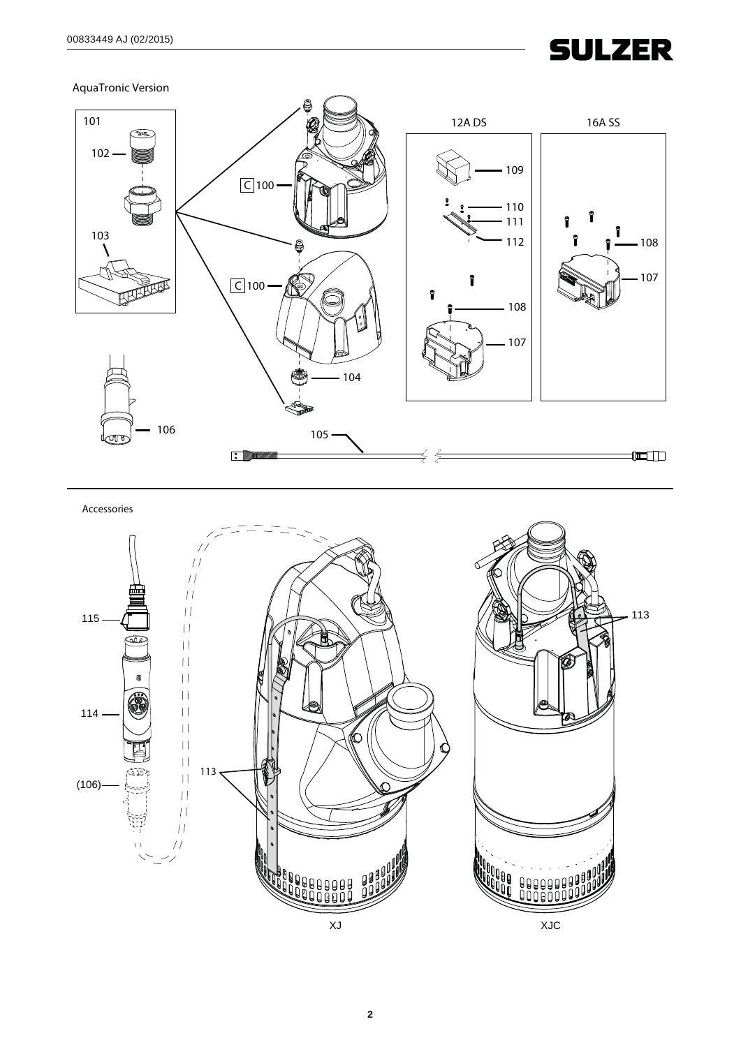AquaTronic Version

101

102

103

C 100

C 100

104

106

105

12A DS

109

110

111

112

108

107

16A SS

108

107

Accessories

115

114

(106)

113

113

XJ

XJC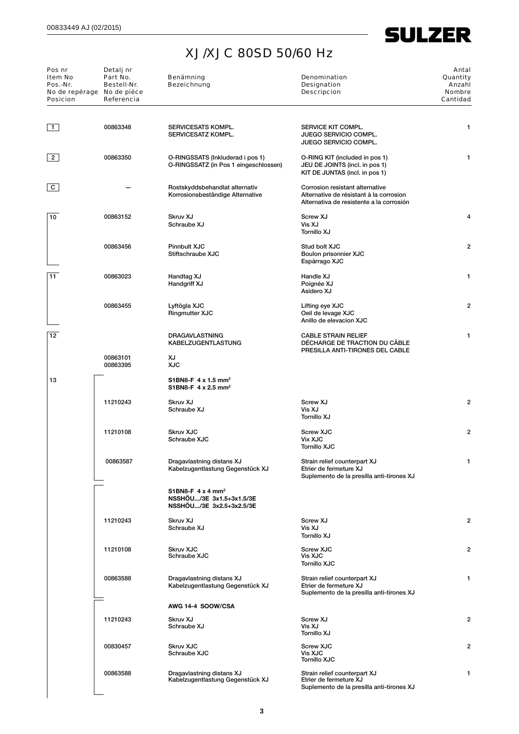# XJ/XJC 80SD 50/60 Hz

| Pos nr<br>Item No<br>Pos.-Nr.<br>No de repérage<br>Posicion | Detalj nr<br>Part No.<br>Bestell-Nr.<br>No de pièce<br>Referencia | Benämning<br>Bezeichnung | Denomination<br>Designation<br>Descripcion | Antal<br>Quantity<br>Anzahl<br>Nombre<br>Cantidad |
|---|---|---|---|---|
| 1 | 00863348 | SERVICESATS KOMPL.<br>SERVICESATZ KOMPL. | SERVICE KIT COMPL.<br>JUEGO SERVICIO COMPL.<br>JUEGO SERVICIO COMPL. | 1 |
| 2 | 00863350 | O-RINGSSATS (Inkluderad i pos 1)<br>O-RINGSSATZ (in Pos 1 eingeschlossen) | O-RING KIT (included in pos 1)<br>JEU DE JOINTS (incl. in pos 1)<br>KIT DE JUNTAS (incl. in pos 1) | 1 |
| C | – | Rostskyddsbehandlat alternativ<br>Korrosionsbeständige Alternative | Corrosion resistant alternative<br>Alternative de résistant à la corrosion<br>Alternativa de resistente a la corrosión | |
| 10 | 00863152 | Skruv XJ<br>Schraube XJ | Screw XJ<br>Vis XJ<br>Tornillo XJ | 4 |
| | 00863456 | Pinnbult XJC<br>Stiftschraube XJC | Stud bolt XJC<br>Boulon prisonnier XJC<br>Espárrago XJC | 2 |
| 11 | 00863023 | Handtag XJ<br>Handgriff XJ | Handle XJ<br>Poignée XJ<br>Asidero XJ | 1 |
| | 00863455 | Lyftögla XJC<br>Ringmutter XJC | Lifting eye XJC<br>Oeil de levage XJC<br>Anillo de elevacion XJC | 2 |
| 12 | | DRAGAVLASTNING<br>KABELZUGENTLASTUNG | CABLE STRAIN RELIEF<br>DÉCHARGE DE TRACTION DU CÂBLE<br>PRESILLA ANTI-TIRONES DEL CABLE | 1 |
| | 00863101<br>00863395 | XJ<br>XJC | | |
| 13 | | **S1BN8-F 4 x 1.5 mm²**<br>**S1BN8-F 4 x 2.5 mm²** | | |
| | 11210243 | Skruv XJ<br>Schraube XJ | Screw XJ<br>Vis XJ<br>Tornillo XJ | 2 |
| | 11210108 | Skruv XJC<br>Schraube XJC | Screw XJC<br>Vix XJC<br>Tornillo XJC | 2 |
| | 00863587 | Dragavlastning distans XJ<br>Kabelzugentlastung Gegenstück XJ | Strain relief counterpart XJ<br>Etrier de fermeture XJ<br>Suplemento de la presilla anti-tirones XJ | 1 |
| | | **S1BN8-F 4 x 4 mm²**<br>**NSSHÖU.../3E 3x1.5+3x1.5/3E**<br>**NSSHÖU.../3E 3x2.5+3x2.5/3E** | | |
| | 11210243 | Skruv XJ<br>Schraube XJ | Screw XJ<br>Vis XJ<br>Tornillo XJ | 2 |
| | 11210108 | Skruv XJC<br>Schraube XJC | Screw XJC<br>Vis XJC<br>Tornillo XJC | 2 |
| | 00863588 | Dragavlastning distans XJ<br>Kabelzugentlastung Gegenstück XJ | Strain relief counterpart XJ<br>Etrier de fermeture XJ<br>Suplemento de la presilla anti-tirones XJ | 1 |
| | | **AWG 14-4 SOOW/CSA** | | |
| | 11210243 | Skruv XJ<br>Schraube XJ | Screw XJ<br>Vis XJ<br>Tornillo XJ | 2 |
| | 00830457 | Skruv XJC<br>Schraube XJC | Screw XJC<br>Vis XJC<br>Tornillo XJC | 2 |
| | 00863588 | Dragavlastning distans XJ<br>Kabelzugentlastung Gegenstück XJ | Strain relief counterpart XJ<br>Etrier de fermeture XJ<br>Suplemento de la presilla anti-tirones XJ | 1 |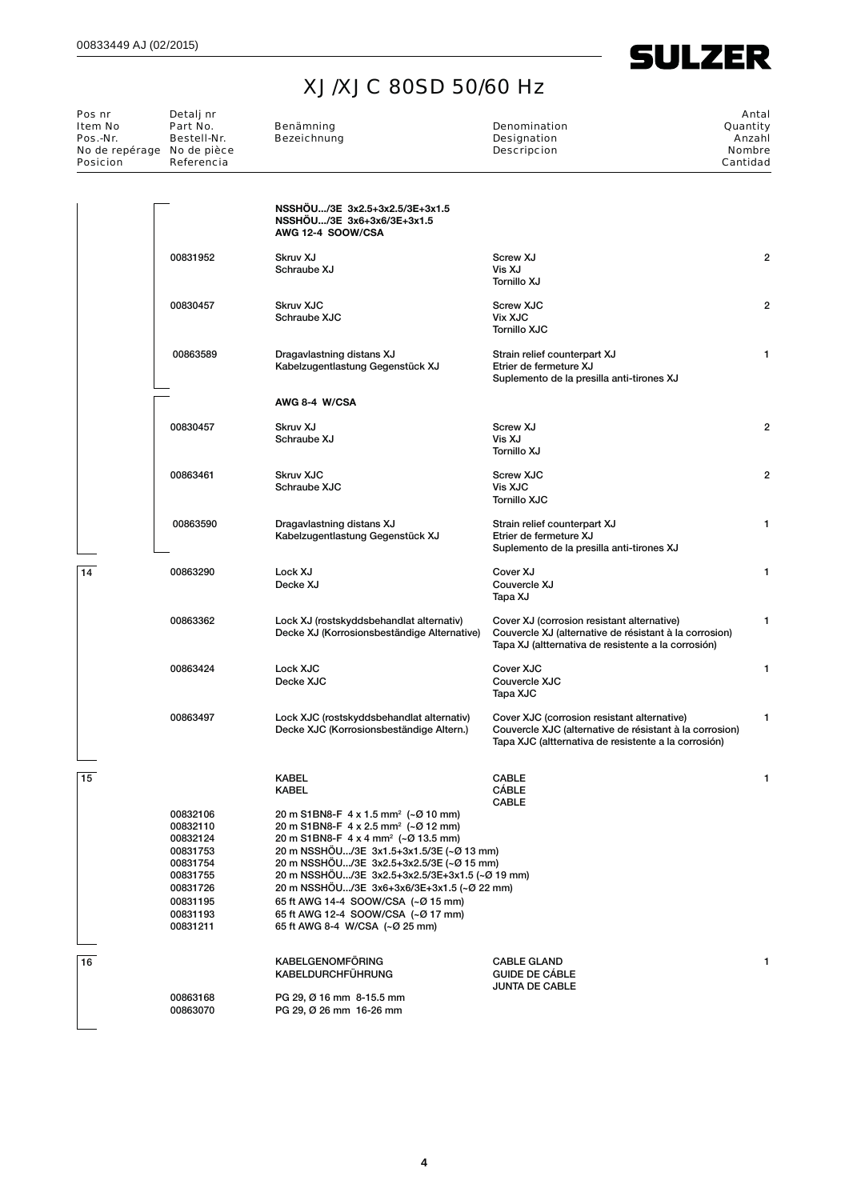# XJ/XJC 80SD 50/60 Hz

| Pos nr<br>Item No<br>Pos.-Nr.<br>No de repérage<br>Posicion | Detalj nr<br>Part No.<br>Bestell-Nr.<br>No de pièce<br>Referencia | Benämning<br>Bezeichnung | Denomination<br>Designation<br>Descripcion | Antal<br>Quantity<br>Anzahl<br>Nombre<br>Cantidad |
|---|---|---|---|---|
| | | **NSSHÖU.../3E 3x2.5+3x2.5/3E+3x1.5**<br>**NSSHÖU.../3E 3x6+3x6/3E+3x1.5**<br>**AWG 12-4 SOOW/CSA** | | |
| | 00831952 | Skruv XJ<br>Schraube XJ | Screw XJ<br>Vis XJ<br>Tornillo XJ | 2 |
| | 00830457 | Skruv XJC<br>Schraube XJC | Screw XJC<br>Vix XJC<br>Tornillo XJC | 2 |
| | 00863589 | Dragavlastning distans XJ<br>Kabelzugentlastung Gegenstück XJ | Strain relief counterpart XJ<br>Etrier de fermeture XJ<br>Suplemento de la presilla anti-tirones XJ | 1 |
| | | **AWG 8-4 W/CSA** | | |
| | 00830457 | Skruv XJ<br>Schraube XJ | Screw XJ<br>Vis XJ<br>Tornillo XJ | 2 |
| | 00863461 | Skruv XJC<br>Schraube XJC | Screw XJC<br>Vis XJC<br>Tornillo XJC | 2 |
| | 00863590 | Dragavlastning distans XJ<br>Kabelzugentlastung Gegenstück XJ | Strain relief counterpart XJ<br>Etrier de fermeture XJ<br>Suplemento de la presilla anti-tirones XJ | 1 |
| 14 | 00863290 | Lock XJ<br>Decke XJ | Cover XJ<br>Couvercle XJ<br>Tapa XJ | 1 |
| | 00863362 | Lock XJ (rostskyddsbehandlat alternativ)<br>Decke XJ (Korrosionsbeständige Alternative) | Cover XJ (corrosion resistant alternative)<br>Couvercle XJ (alternative de résistant à la corrosion)<br>Tapa XJ (altternativa de resistente a la corrosión) | 1 |
| | 00863424 | Lock XJC<br>Decke XJC | Cover XJC<br>Couvercle XJC<br>Tapa XJC | 1 |
| | 00863497 | Lock XJC (rostskyddsbehandlat alternativ)<br>Decke XJC (Korrosionsbeständige Altern.) | Cover XJC (corrosion resistant alternative)<br>Couvercle XJC (alternative de résistant à la corrosion)<br>Tapa XJC (altternativa de resistente a la corrosión) | 1 |
| 15 | | KABEL<br>KABEL | CABLE<br>CÁBLE<br>CABLE | 1 |
| | 00832106 | 20 m S1BN8-F 4 x 1.5 mm² (~Ø 10 mm) | | |
| | 00832110 | 20 m S1BN8-F 4 x 2.5 mm² (~Ø 12 mm) | | |
| | 00832124 | 20 m S1BN8-F 4 x 4 mm² (~Ø 13.5 mm) | | |
| | 00831753 | 20 m NSSHÖU.../3E 3x1.5+3x1.5/3E (~Ø 13 mm) | | |
| | 00831754 | 20 m NSSHÖU.../3E 3x2.5+3x2.5/3E (~Ø 15 mm) | | |
| | 00831755 | 20 m NSSHÖU.../3E 3x2.5+3x2.5/3E+3x1.5 (~Ø 19 mm) | | |
| | 00831726 | 20 m NSSHÖU.../3E 3x6+3x6/3E+3x1.5 (~Ø 22 mm) | | |
| | 00831195 | 65 ft AWG 14-4 SOOW/CSA (~Ø 15 mm) | | |
| | 00831193 | 65 ft AWG 12-4 SOOW/CSA (~Ø 17 mm) | | |
| | 00831211 | 65 ft AWG 8-4 W/CSA (~Ø 25 mm) | | |
| 16 | | KABELGENOMFÖRING<br>KABELDURCHFÜHRUNG | CABLE GLAND<br>GUIDE DE CÁBLE<br>JUNTA DE CABLE | 1 |
| | 00863168 | PG 29, Ø 16 mm 8-15.5 mm | | |
| | 00863070 | PG 29, Ø 26 mm 16-26 mm | | |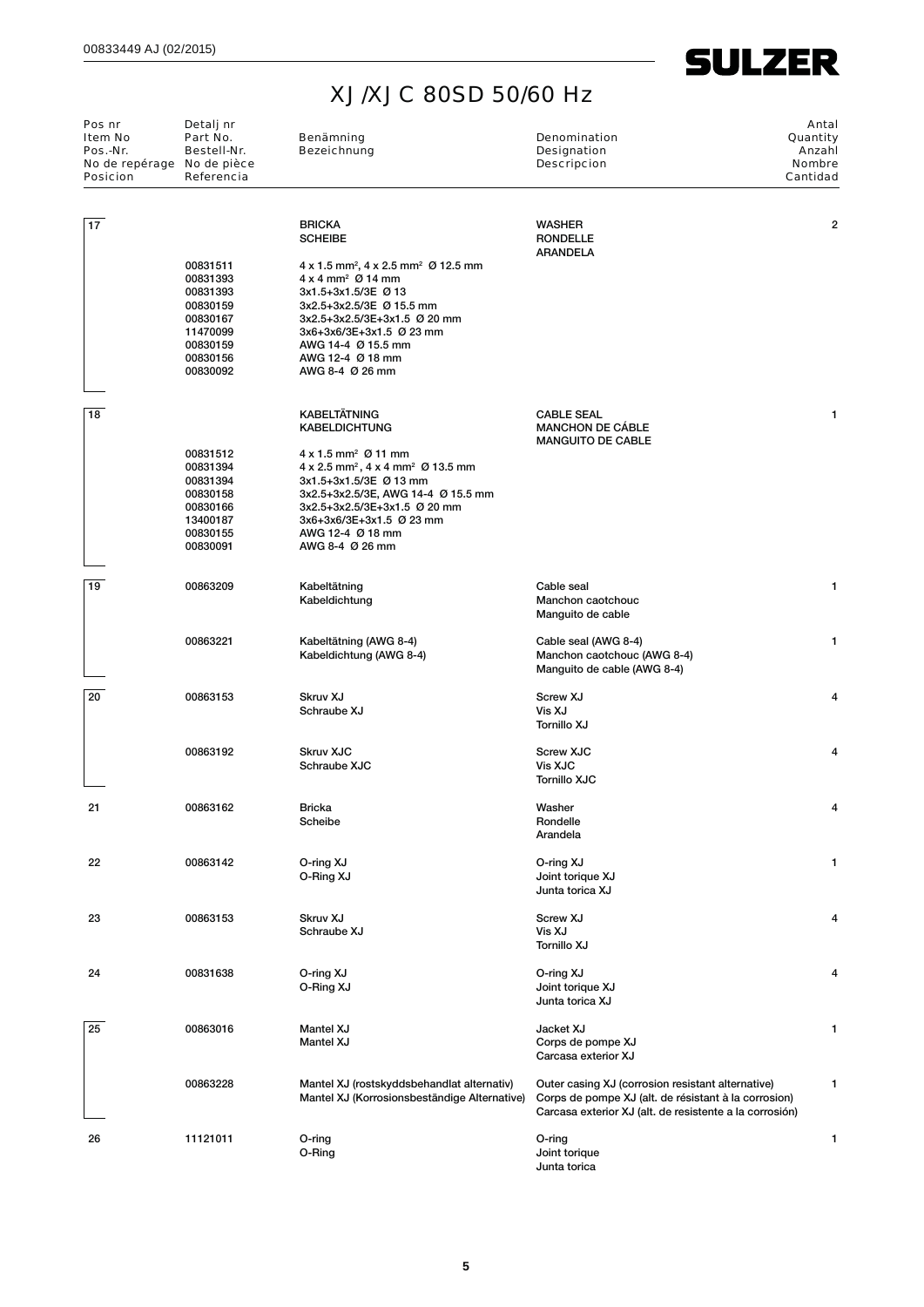# XJ/XJC 80SD 50/60 Hz

| Pos nr<br>Item No<br>Pos.-Nr.<br>No de repérage<br>Posicion | Detalj nr<br>Part No.<br>Bestell-Nr.<br>No de pièce<br>Referencia | Benämning<br>Bezeichnung | Denomination<br>Designation<br>Descripcion | Antal<br>Quantity<br>Anzahl<br>Nombre<br>Cantidad |
|---|---|---|---|---|
| 17 | | BRICKA<br>SCHEIBE | WASHER<br>RONDELLE<br>ARANDELA | 2 |
| | 00831511 | 4 x 1.5 mm², 4 x 2.5 mm² Ø 12.5 mm | | |
| | 00831393 | 4 x 4 mm² Ø 14 mm | | |
| | 00831393 | 3x1.5+3x1.5/3E Ø 13 | | |
| | 00830159 | 3x2.5+3x2.5/3E Ø 15.5 mm | | |
| | 00830167 | 3x2.5+3x2.5/3E+3x1.5 Ø 20 mm | | |
| | 11470099 | 3x6+3x6/3E+3x1.5 Ø 23 mm | | |
| | 00830159 | AWG 14-4 Ø 15.5 mm | | |
| | 00830156 | AWG 12-4 Ø 18 mm | | |
| | 00830092 | AWG 8-4 Ø 26 mm | | |
| 18 | | KABELTÄTNING<br>KABELDICHTUNG | CABLE SEAL<br>MANCHON DE CÁBLE<br>MANGUITO DE CABLE | 1 |
| | 00831512 | 4 x 1.5 mm² Ø 11 mm | | |
| | 00831394 | 4 x 2.5 mm², 4 x 4 mm² Ø 13.5 mm | | |
| | 00831394 | 3x1.5+3x1.5/3E Ø 13 mm | | |
| | 00830158 | 3x2.5+3x2.5/3E, AWG 14-4 Ø 15.5 mm | | |
| | 00830166 | 3x2.5+3x2.5/3E+3x1.5 Ø 20 mm | | |
| | 13400187 | 3x6+3x6/3E+3x1.5 Ø 23 mm | | |
| | 00830155 | AWG 12-4 Ø 18 mm | | |
| | 00830091 | AWG 8-4 Ø 26 mm | | |
| 19 | 00863209 | Kabeltätning<br>Kabeldichtung | Cable seal<br>Manchon caotchouc<br>Manguito de cable | 1 |
| | 00863221 | Kabeltätning (AWG 8-4)<br>Kabeldichtung (AWG 8-4) | Cable seal (AWG 8-4)<br>Manchon caotchouc (AWG 8-4)<br>Manguito de cable (AWG 8-4) | 1 |
| 20 | 00863153 | Skruv XJ<br>Schraube XJ | Screw XJ<br>Vis XJ<br>Tornillo XJ | 4 |
| | 00863192 | Skruv XJC<br>Schraube XJC | Screw XJC<br>Vis XJC<br>Tornillo XJC | 4 |
| 21 | 00863162 | Bricka<br>Scheibe | Washer<br>Rondelle<br>Arandela | 4 |
| 22 | 00863142 | O-ring XJ<br>O-Ring XJ | O-ring XJ<br>Joint torique XJ<br>Junta torica XJ | 1 |
| 23 | 00863153 | Skruv XJ<br>Schraube XJ | Screw XJ<br>Vis XJ<br>Tornillo XJ | 4 |
| 24 | 00831638 | O-ring XJ<br>O-Ring XJ | O-ring XJ<br>Joint torique XJ<br>Junta torica XJ | 4 |
| 25 | 00863016 | Mantel XJ<br>Mantel XJ | Jacket XJ<br>Corps de pompe XJ<br>Carcasa exterior XJ | 1 |
| | 00863228 | Mantel XJ (rostskyddsbehandlat alternativ)<br>Mantel XJ (Korrosionsbeständige Alternative) | Outer casing XJ (corrosion resistant alternative)<br>Corps de pompe XJ (alt. de résistant à la corrosion)<br>Carcasa exterior XJ (alt. de resistente a la corrosión) | 1 |
| 26 | 11121011 | O-ring<br>O-Ring | O-ring<br>Joint torique<br>Junta torica | 1 |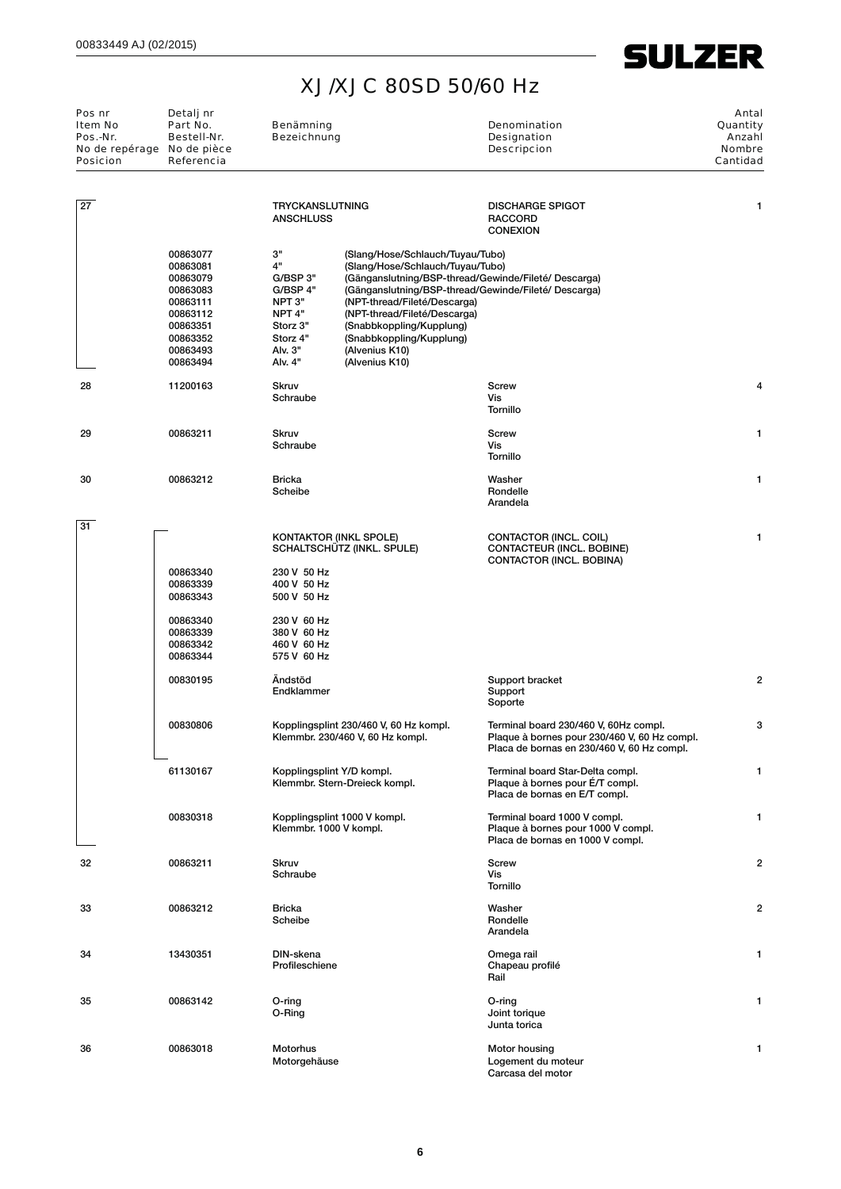# XJ/XJC 80SD 50/60 Hz

| Pos nr<br>Item No<br>Pos.-Nr.<br>No de repérage<br>Posicion | Detalj nr<br>Part No.<br>Bestell-Nr.<br>No de pièce<br>Referencia | Benämning<br>Bezeichnung | | Denomination<br>Designation<br>Descripcion | Antal<br>Quantity<br>Anzahl<br>Nombre<br>Cantidad |
|---|---|---|---|---|---|
| 27 | | TRYCKANSLUTNING<br>ANSCHLUSS | | DISCHARGE SPIGOT<br>RACCORD<br>CONEXION | 1 |
| | 00863077 | 3" | (Slang/Hose/Schlauch/Tuyau/Tubo) | | |
| | 00863081 | 4" | (Slang/Hose/Schlauch/Tuyau/Tubo) | | |
| | 00863079 | G/BSP 3" | (Gänganslutning/BSP-thread/Gewinde/Fileté/ Descarga) | | |
| | 00863083 | G/BSP 4" | (Gänganslutning/BSP-thread/Gewinde/Fileté/ Descarga) | | |
| | 00863111 | NPT 3" | (NPT-thread/Fileté/Descarga) | | |
| | 00863112 | NPT 4" | (NPT-thread/Fileté/Descarga) | | |
| | 00863351 | Storz 3" | (Snabbkoppling/Kupplung) | | |
| | 00863352 | Storz 4" | (Snabbkoppling/Kupplung) | | |
| | 00863493 | Alv. 3" | (Alvenius K10) | | |
| | 00863494 | Alv. 4" | (Alvenius K10) | | |
| 28 | 11200163 | Skruv<br>Schraube | | Screw<br>Vis<br>Tornillo | 4 |
| 29 | 00863211 | Skruv<br>Schraube | | Screw<br>Vis<br>Tornillo | 1 |
| 30 | 00863212 | Bricka<br>Scheibe | | Washer<br>Rondelle<br>Arandela | 1 |
| 31 | | KONTAKTOR (INKL SPOLE)<br>SCHALTSCHÜTZ (INKL. SPULE) | | CONTACTOR (INCL. COIL)<br>CONTACTEUR (INCL. BOBINE)<br>CONTACTOR (INCL. BOBINA) | 1 |
| | 00863340 | 230 V 50 Hz | | | |
| | 00863339 | 400 V 50 Hz | | | |
| | 00863343 | 500 V 50 Hz | | | |
| | 00863340 | 230 V 60 Hz | | | |
| | 00863339 | 380 V 60 Hz | | | |
| | 00863342 | 460 V 60 Hz | | | |
| | 00863344 | 575 V 60 Hz | | | |
| | 00830195 | Ändstöd<br>Endklammer | | Support bracket<br>Support<br>Soporte | 2 |
| | 00830806 | Kopplingsplint 230/460 V, 60 Hz kompl.<br>Klemmbr. 230/460 V, 60 Hz kompl. | | Terminal board 230/460 V, 60Hz compl.<br>Plaque à bornes pour 230/460 V, 60 Hz compl.<br>Placa de bornas en 230/460 V, 60 Hz compl. | 3 |
| | 61130167 | Kopplingsplint Y/D kompl.<br>Klemmbr. Stern-Dreieck kompl. | | Terminal board Star-Delta compl.<br>Plaque à bornes pour É/T compl.<br>Placa de bornas en E/T compl. | 1 |
| | 00830318 | Kopplingsplint 1000 V kompl.<br>Klemmbr. 1000 V kompl. | | Terminal board 1000 V compl.<br>Plaque à bornes pour 1000 V compl.<br>Placa de bornas en 1000 V compl. | 1 |
| 32 | 00863211 | Skruv<br>Schraube | | Screw<br>Vis<br>Tornillo | 2 |
| 33 | 00863212 | Bricka<br>Scheibe | | Washer<br>Rondelle<br>Arandela | 2 |
| 34 | 13430351 | DIN-skena<br>Profileschiene | | Omega rail<br>Chapeau profilé<br>Rail | 1 |
| 35 | 00863142 | O-ring<br>O-Ring | | O-ring<br>Joint torique<br>Junta torica | 1 |
| 36 | 00863018 | Motorhus<br>Motorgehäuse | | Motor housing<br>Logement du moteur<br>Carcasa del motor | 1 |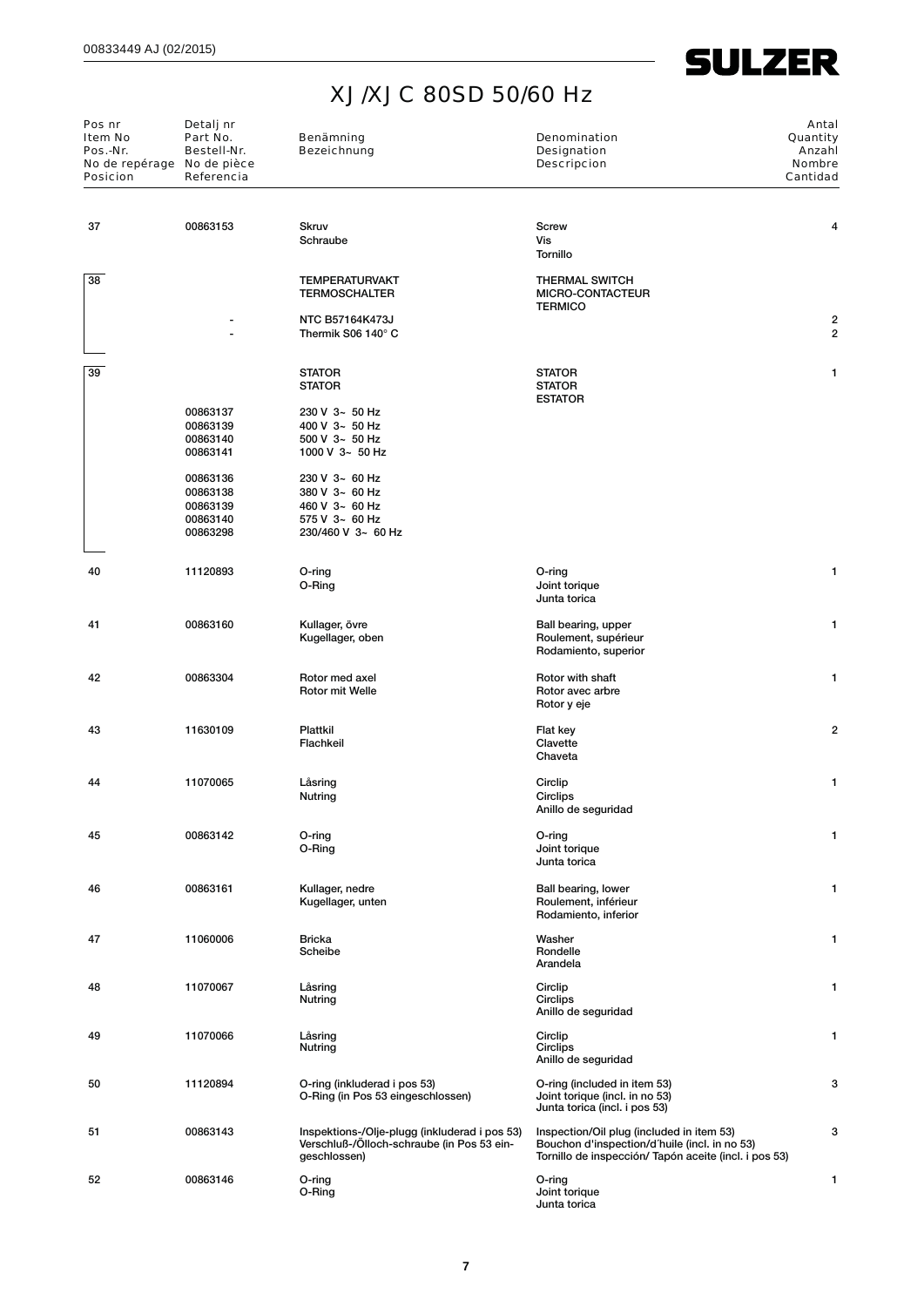# XJ/XJC 80SD 50/60 Hz

| Pos nr<br>Item No<br>Pos.-Nr.<br>No de repérage<br>Posicion | Detalj nr<br>Part No.<br>Bestell-Nr.<br>No de pièce<br>Referencia | Benämning<br>Bezeichnung | Denomination<br>Designation<br>Descripcion | Antal<br>Quantity<br>Anzahl<br>Nombre<br>Cantidad |
|---|---|---|---|---|
| 37 | 00863153 | Skruv<br>Schraube | Screw<br>Vis<br>Tornillo | 4 |
| 38 | | TEMPERATURVAKT<br>TERMOSCHALTER | THERMAL SWITCH<br>MICRO-CONTACTEUR<br>TERMICO | |
| | - | NTC B57164K473J | | 2 |
| | - | Thermik S06 140° C | | 2 |
| 39 | | STATOR<br>STATOR | STATOR<br>STATOR<br>ESTATOR | 1 |
| | 00863137 | 230 V 3~ 50 Hz | | |
| | 00863139 | 400 V 3~ 50 Hz | | |
| | 00863140 | 500 V 3~ 50 Hz | | |
| | 00863141 | 1000 V 3~ 50 Hz | | |
| | 00863136 | 230 V 3~ 60 Hz | | |
| | 00863138 | 380 V 3~ 60 Hz | | |
| | 00863139 | 460 V 3~ 60 Hz | | |
| | 00863140 | 575 V 3~ 60 Hz | | |
| | 00863298 | 230/460 V 3~ 60 Hz | | |
| 40 | 11120893 | O-ring<br>O-Ring | O-ring<br>Joint torique<br>Junta torica | 1 |
| 41 | 00863160 | Kullager, övre<br>Kugellager, oben | Ball bearing, upper<br>Roulement, supérieur<br>Rodamiento, superior | 1 |
| 42 | 00863304 | Rotor med axel<br>Rotor mit Welle | Rotor with shaft<br>Rotor avec arbre<br>Rotor y eje | 1 |
| 43 | 11630109 | Plattkil<br>Flachkeil | Flat key<br>Clavette<br>Chaveta | 2 |
| 44 | 11070065 | Låsring<br>Nutring | Circlip<br>Circlips<br>Anillo de seguridad | 1 |
| 45 | 00863142 | O-ring<br>O-Ring | O-ring<br>Joint torique<br>Junta torica | 1 |
| 46 | 00863161 | Kullager, nedre<br>Kugellager, unten | Ball bearing, lower<br>Roulement, inférieur<br>Rodamiento, inferior | 1 |
| 47 | 11060006 | Bricka<br>Scheibe | Washer<br>Rondelle<br>Arandela | 1 |
| 48 | 11070067 | Låsring<br>Nutring | Circlip<br>Circlips<br>Anillo de seguridad | 1 |
| 49 | 11070066 | Låsring<br>Nutring | Circlip<br>Circlips<br>Anillo de seguridad | 1 |
| 50 | 11120894 | O-ring (inkluderad i pos 53)<br>O-Ring (in Pos 53 eingeschlossen) | O-ring (included in item 53)<br>Joint torique (incl. in no 53)<br>Junta torica (incl. i pos 53) | 3 |
| 51 | 00863143 | Inspektions-/Olje-plugg (inkluderad i pos 53)<br>Verschluß-/Ölloch-schraube (in Pos 53 eingeschlossen) | Inspection/Oil plug (included in item 53)<br>Bouchon d'inspection/d'huile (incl. in no 53)<br>Tornillo de inspección/ Tapón aceite (incl. i pos 53) | 3 |
| 52 | 00863146 | O-ring<br>O-Ring | O-ring<br>Joint torique<br>Junta torica | 1 |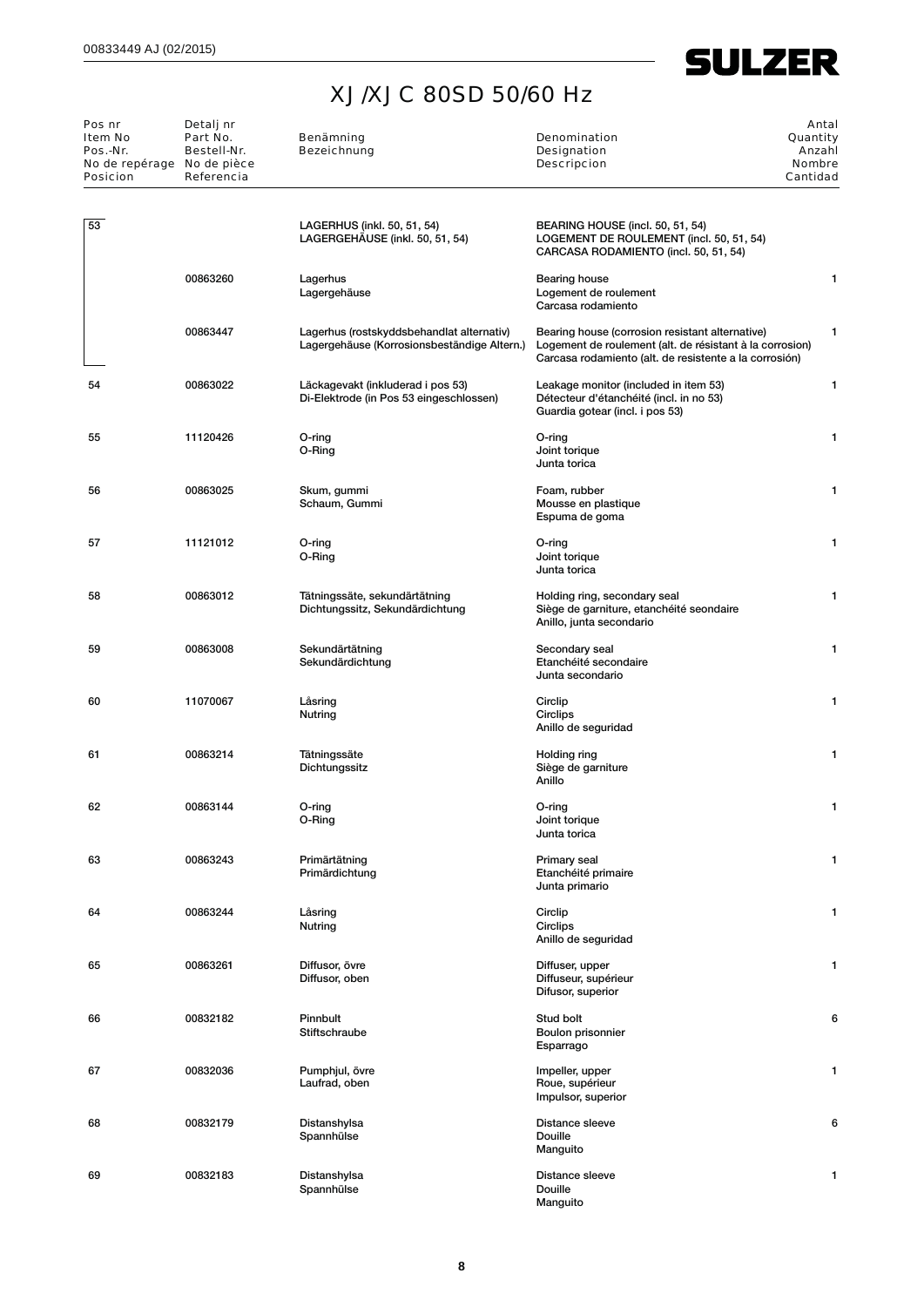# XJ/XJC 80SD 50/60 Hz

| Pos nr<br>Item No<br>Pos.-Nr.<br>No de repérage<br>Posicion | Detalj nr<br>Part No.<br>Bestell-Nr.<br>No de pièce<br>Referencia | Benämning<br>Bezeichnung | Denomination<br>Designation<br>Descripcion | Antal<br>Quantity<br>Anzahl<br>Nombre<br>Cantidad |
|---|---|---|---|---|
| 53 | | LAGERHUS (inkl. 50, 51, 54)<br>LAGERGEHÄUSE (inkl. 50, 51, 54) | BEARING HOUSE (incl. 50, 51, 54)<br>LOGEMENT DE ROULEMENT (incl. 50, 51, 54)<br>CARCASA RODAMIENTO (incl. 50, 51, 54) | |
| | 00863260 | Lagerhus<br>Lagergehäuse | Bearing house<br>Logement de roulement<br>Carcasa rodamiento | 1 |
| | 00863447 | Lagerhus (rostskyddsbehandlat alternativ)<br>Lagergehäuse (Korrosionsbeständige Altern.) | Bearing house (corrosion resistant alternative)<br>Logement de roulement (alt. de résistant à la corrosion)<br>Carcasa rodamiento (alt. de resistente a la corrosión) | 1 |
| 54 | 00863022 | Läckagevakt (inkluderad i pos 53)<br>Di-Elektrode (in Pos 53 eingeschlossen) | Leakage monitor (included in item 53)<br>Détecteur d'étanchéité (incl. in no 53)<br>Guardia gotear (incl. i pos 53) | 1 |
| 55 | 11120426 | O-ring<br>O-Ring | O-ring<br>Joint torique<br>Junta torica | 1 |
| 56 | 00863025 | Skum, gummi<br>Schaum, Gummi | Foam, rubber<br>Mousse en plastique<br>Espuma de goma | 1 |
| 57 | 11121012 | O-ring<br>O-Ring | O-ring<br>Joint torique<br>Junta torica | 1 |
| 58 | 00863012 | Tätningssäte, sekundärtätning<br>Dichtungssitz, Sekundärdichtung | Holding ring, secondary seal<br>Siège de garniture, etanchéité seondaire<br>Anillo, junta secondario | 1 |
| 59 | 00863008 | Sekundärtätning<br>Sekundärdichtung | Secondary seal<br>Etanchéité secondaire<br>Junta secondario | 1 |
| 60 | 11070067 | Låsring<br>Nutring | Circlip<br>Circlips<br>Anillo de seguridad | 1 |
| 61 | 00863214 | Tätningssäte<br>Dichtungssitz | Holding ring<br>Siège de garniture<br>Anillo | 1 |
| 62 | 00863144 | O-ring<br>O-Ring | O-ring<br>Joint torique<br>Junta torica | 1 |
| 63 | 00863243 | Primärtätning<br>Primärdichtung | Primary seal<br>Etanchéité primaire<br>Junta primario | 1 |
| 64 | 00863244 | Låsring<br>Nutring | Circlip<br>Circlips<br>Anillo de seguridad | 1 |
| 65 | 00863261 | Diffusor, övre<br>Diffusor, oben | Diffuser, upper<br>Diffuseur, supérieur<br>Difusor, superior | 1 |
| 66 | 00832182 | Pinnbult<br>Stiftschraube | Stud bolt<br>Boulon prisonnier<br>Esparrago | 6 |
| 67 | 00832036 | Pumphjul, övre<br>Laufrad, oben | Impeller, upper<br>Roue, supérieur<br>Impulsor, superior | 1 |
| 68 | 00832179 | Distanshylsa<br>Spannhülse | Distance sleeve<br>Douille<br>Manguito | 6 |
| 69 | 00832183 | Distanshylsa<br>Spannhülse | Distance sleeve<br>Douille<br>Manguito | 1 |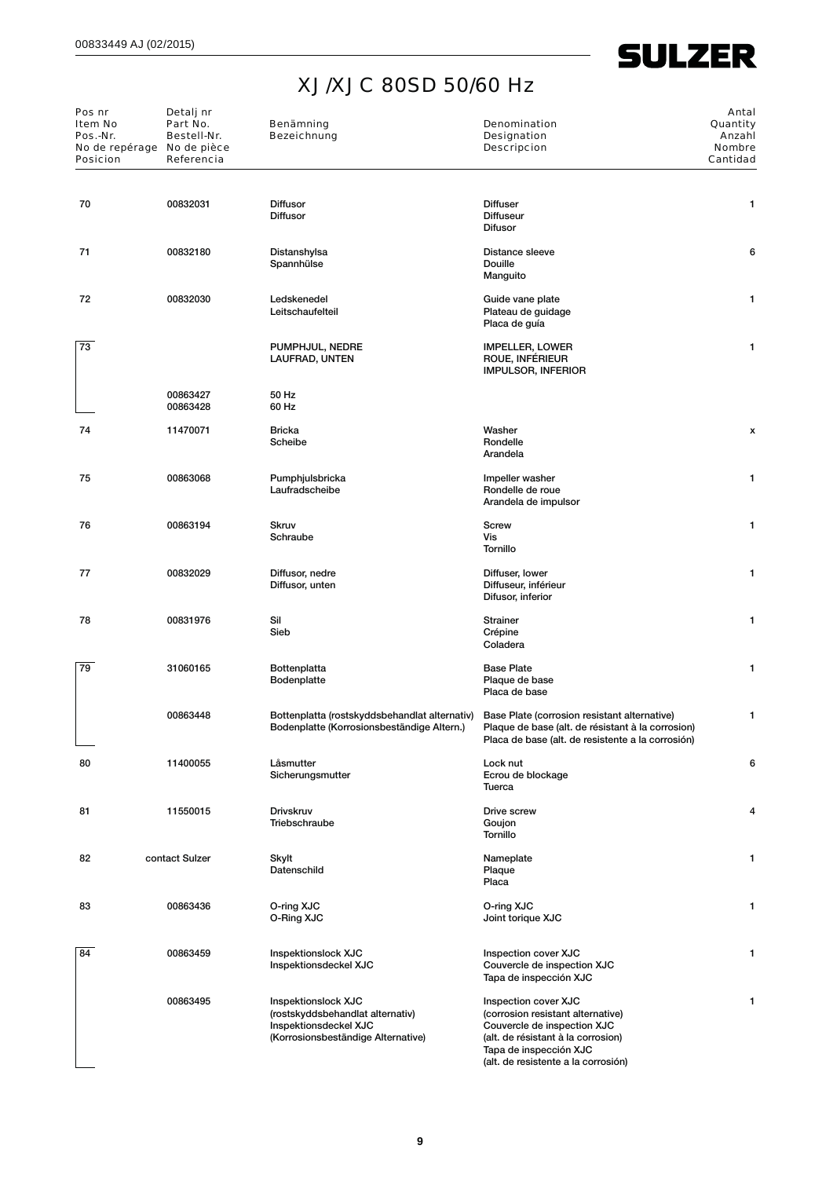# XJ/XJC 80SD 50/60 Hz

| Pos nr<br>Item No<br>Pos.-Nr.<br>No de repérage<br>Posicion | Detalj nr<br>Part No.<br>Bestell-Nr.<br>No de pièce<br>Referencia | Benämning<br>Bezeichnung | Denomination<br>Designation<br>Descripcion | Antal<br>Quantity<br>Anzahl<br>Nombre<br>Cantidad |
|---|---|---|---|---|
| 70 | 00832031 | Diffusor<br>Diffusor | Diffuser<br>Diffuseur<br>Difusor | 1 |
| 71 | 00832180 | Distanshylsa<br>Spannhülse | Distance sleeve<br>Douille<br>Manguito | 6 |
| 72 | 00832030 | Ledskenedel<br>Leitschaufelteil | Guide vane plate<br>Plateau de guidage<br>Placa de guía | 1 |
| 73 | | PUMPHJUL, NEDRE<br>LAUFRAD, UNTEN | IMPELLER, LOWER<br>ROUE, INFÉRIEUR<br>IMPULSOR, INFERIOR | 1 |
| | 00863427<br>00863428 | 50 Hz<br>60 Hz | | |
| 74 | 11470071 | Bricka<br>Scheibe | Washer<br>Rondelle<br>Arandela | x |
| 75 | 00863068 | Pumphjulsbricka<br>Laufradscheibe | Impeller washer<br>Rondelle de roue<br>Arandela de impulsor | 1 |
| 76 | 00863194 | Skruv<br>Schraube | Screw<br>Vis<br>Tornillo | 1 |
| 77 | 00832029 | Diffusor, nedre<br>Diffusor, unten | Diffuser, lower<br>Diffuseur, inférieur<br>Difusor, inferior | 1 |
| 78 | 00831976 | Sil<br>Sieb | Strainer<br>Crépine<br>Coladera | 1 |
| 79 | 31060165 | Bottenplatta<br>Bodenplatte | Base Plate<br>Plaque de base<br>Placa de base | 1 |
| | 00863448 | Bottenplatta (rostskyddsbehandlat alternativ)<br>Bodenplatte (Korrosionsbeständige Altern.) | Base Plate (corrosion resistant alternative)<br>Plaque de base (alt. de résistant à la corrosion)<br>Placa de base (alt. de resistente a la corrosión) | 1 |
| 80 | 11400055 | Låsmutter<br>Sicherungsmutter | Lock nut<br>Ecrou de blockage<br>Tuerca | 6 |
| 81 | 11550015 | Drivskruv<br>Triebschraube | Drive screw<br>Goujon<br>Tornillo | 4 |
| 82 | contact Sulzer | Skylt<br>Datenschild | Nameplate<br>Plaque<br>Placa | 1 |
| 83 | 00863436 | O-ring XJC<br>O-Ring XJC | O-ring XJC<br>Joint torique XJC | 1 |
| 84 | 00863459 | Inspektionslock XJC<br>Inspektionsdeckel XJC | Inspection cover XJC<br>Couvercle de inspection XJC<br>Tapa de inspección XJC | 1 |
| | 00863495 | Inspektionslock XJC<br>(rostskyddsbehandlat alternativ)<br>Inspektionsdeckel XJC<br>(Korrosionsbeständige Alternative) | Inspection cover XJC<br>(corrosion resistant alternative)<br>Couvercle de inspection XJC<br>(alt. de résistant à la corrosion)<br>Tapa de inspección XJC<br>(alt. de resistente a la corrosión) | 1 |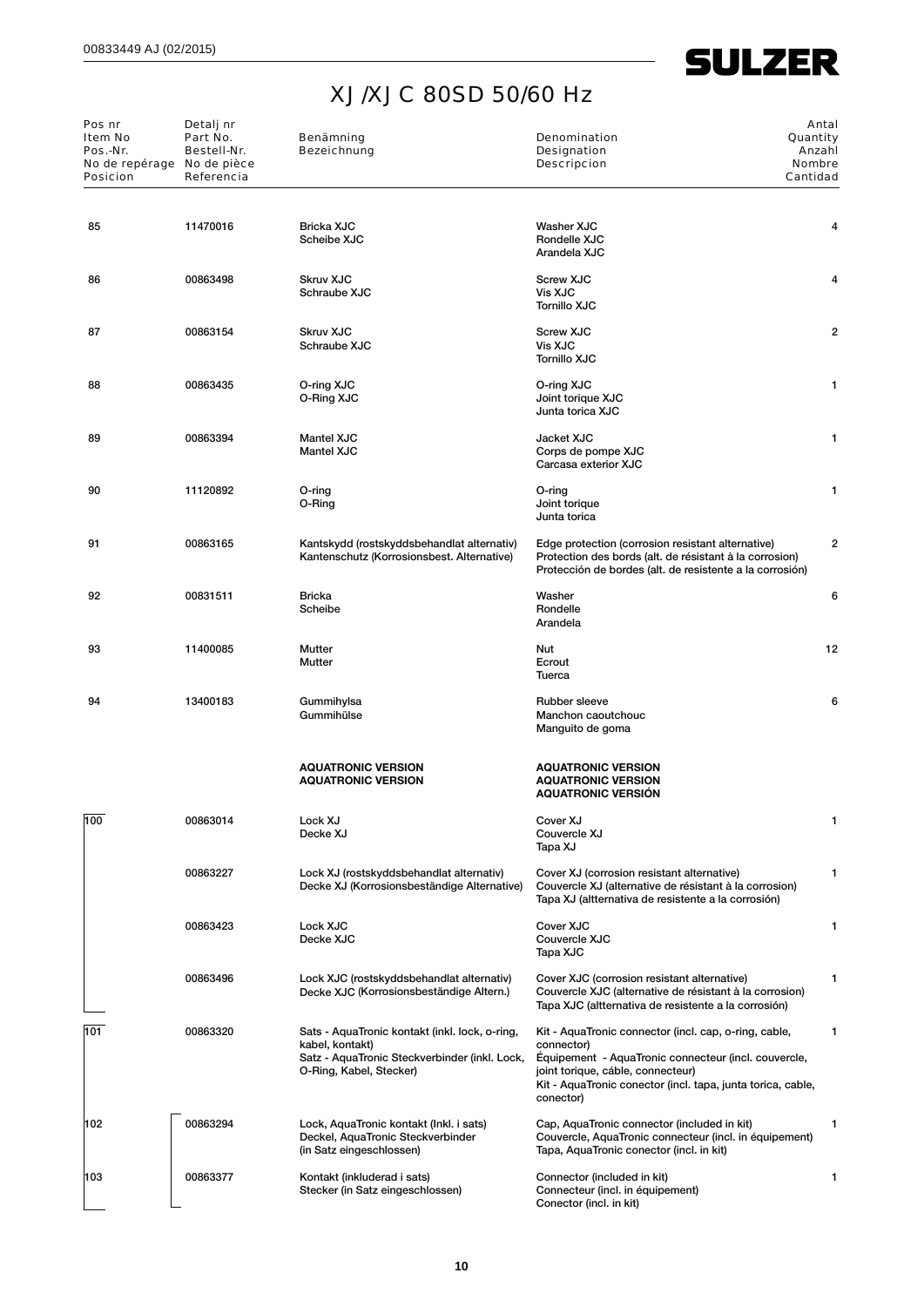# XJ/XJC 80SD 50/60 Hz

| Pos nr<br>Item No<br>Pos.-Nr.<br>No de repérage<br>Posicion | Detalj nr<br>Part No.<br>Bestell-Nr.<br>No de pièce<br>Referencia | Benämning<br>Bezeichnung | Denomination<br>Designation<br>Descripcion | Antal<br>Quantity<br>Anzahl<br>Nombre<br>Cantidad |
|---|---|---|---|---|
| 85 | 11470016 | Bricka XJC<br>Scheibe XJC | Washer XJC<br>Rondelle XJC<br>Arandela XJC | 4 |
| 86 | 00863498 | Skruv XJC<br>Schraube XJC | Screw XJC<br>Vis XJC<br>Tornillo XJC | 4 |
| 87 | 00863154 | Skruv XJC<br>Schraube XJC | Screw XJC<br>Vis XJC<br>Tornillo XJC | 2 |
| 88 | 00863435 | O-ring XJC<br>O-Ring XJC | O-ring XJC<br>Joint torique XJC<br>Junta torica XJC | 1 |
| 89 | 00863394 | Mantel XJC<br>Mantel XJC | Jacket XJC<br>Corps de pompe XJC<br>Carcasa exterior XJC | 1 |
| 90 | 11120892 | O-ring<br>O-Ring | O-ring<br>Joint torique<br>Junta torica | 1 |
| 91 | 00863165 | Kantskydd (rostskyddsbehandlat alternativ)<br>Kantenschutz (Korrosionsbest. Alternative) | Edge protection (corrosion resistant alternative)<br>Protection des bords (alt. de résistant à la corrosion)<br>Protección de bordes (alt. de resistente a la corrosión) | 2 |
| 92 | 00831511 | Bricka<br>Scheibe | Washer<br>Rondelle<br>Arandela | 6 |
| 93 | 11400085 | Mutter<br>Mutter | Nut<br>Ecrout<br>Tuerca | 12 |
| 94 | 13400183 | Gummihylsa<br>Gummihülse | Rubber sleeve<br>Manchon caoutchouc<br>Manguito de goma | 6 |
| | | **AQUATRONIC VERSION**<br>**AQUATRONIC VERSION** | **AQUATRONIC VERSION**<br>**AQUATRONIC VERSION**<br>**AQUATRONIC VERSIÓN** | |
| 100 | 00863014 | Lock XJ<br>Decke XJ | Cover XJ<br>Couvercle XJ<br>Tapa XJ | 1 |
| | 00863227 | Lock XJ (rostskyddsbehandlat alternativ)<br>Decke XJ (Korrosionsbeständige Alternative) | Cover XJ (corrosion resistant alternative)<br>Couvercle XJ (alternative de résistant à la corrosion)<br>Tapa XJ (altternativa de resistente a la corrosión) | 1 |
| | 00863423 | Lock XJC<br>Decke XJC | Cover XJC<br>Couvercle XJC<br>Tapa XJC | 1 |
| | 00863496 | Lock XJC (rostskyddsbehandlat alternativ)<br>Decke XJC (Korrosionsbeständige Altern.) | Cover XJC (corrosion resistant alternative)<br>Couvercle XJC (alternative de résistant à la corrosion)<br>Tapa XJC (altternativa de resistente a la corrosión) | 1 |
| 101 | 00863320 | Sats - AquaTronic kontakt (inkl. lock, o-ring, kabel, kontakt)<br>Satz - AquaTronic Steckverbinder (inkl. Lock, O-Ring, Kabel, Stecker) | Kit - AquaTronic connector (incl. cap, o-ring, cable, connector)<br>Équipement - AquaTronic connecteur (incl. couvercle, joint torique, cáble, connecteur)<br>Kit - AquaTronic conector (incl. tapa, junta torica, cable, conector) | 1 |
| 102 | 00863294 | Lock, AquaTronic kontakt (Inkl. i sats)<br>Deckel, AquaTronic Steckverbinder (in Satz eingeschlossen) | Cap, AquaTronic connector (included in kit)<br>Couvercle, AquaTronic connecteur (incl. in équipement)<br>Tapa, AquaTronic conector (incl. in kit) | 1 |
| 103 | 00863377 | Kontakt (inkluderad i sats)<br>Stecker (in Satz eingeschlossen) | Connector (included in kit)<br>Connecteur (incl. in équipement)<br>Conector (incl. in kit) | 1 |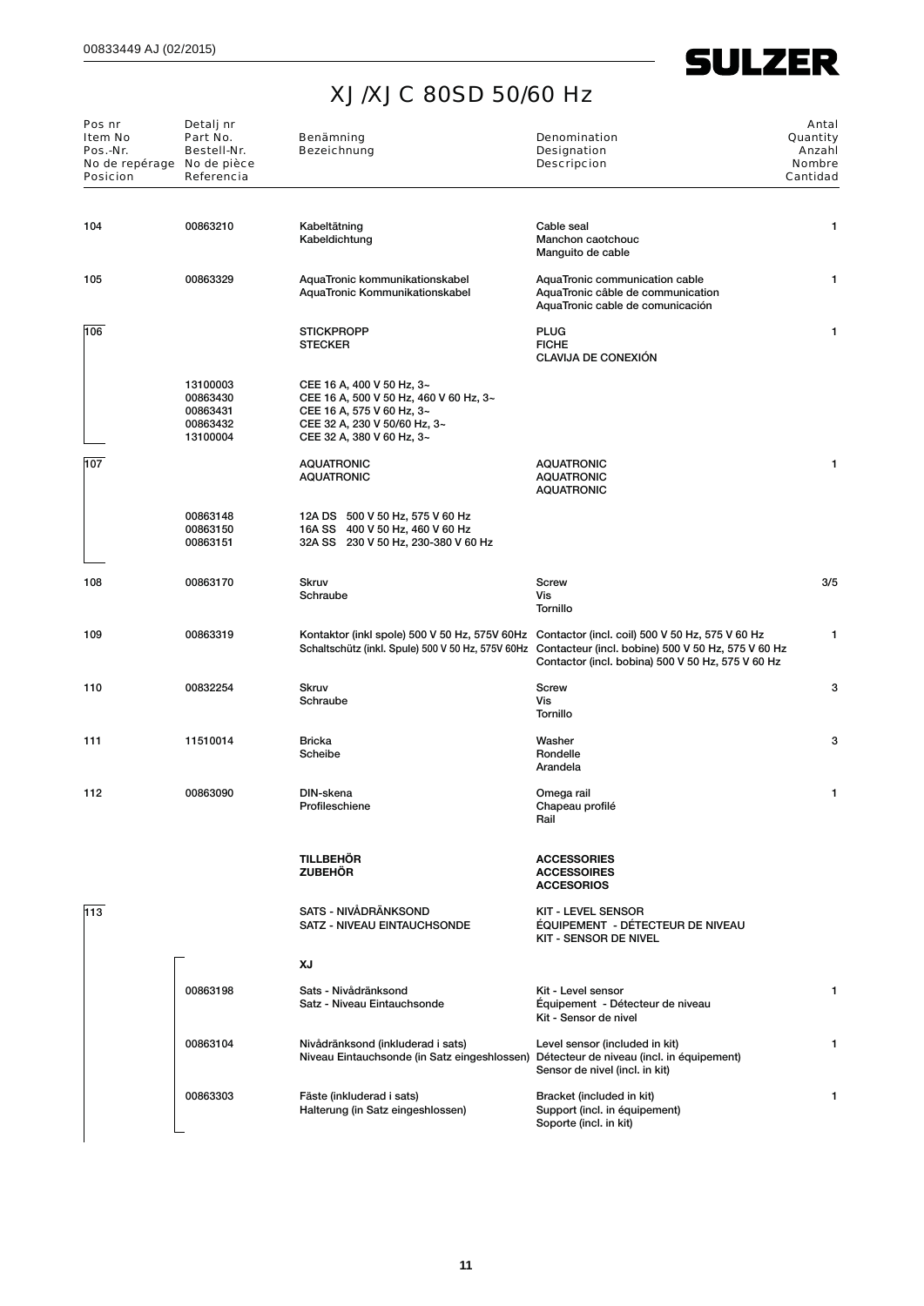# XJ/XJC 80SD 50/60 Hz

| Pos nr<br>Item No<br>Pos.-Nr.<br>No de repérage<br>Posicion | Detalj nr<br>Part No.<br>Bestell-Nr.<br>No de pièce<br>Referencia | Benämning<br>Bezeichnung | Denomination<br>Designation<br>Descripcion | Antal<br>Quantity<br>Anzahl<br>Nombre<br>Cantidad |
|---|---|---|---|---|
| 104 | 00863210 | Kabeltätning<br>Kabeldichtung | Cable seal<br>Manchon caotchouc<br>Manguito de cable | 1 |
| 105 | 00863329 | AquaTronic kommunikationskabel<br>AquaTronic Kommunikationskabel | AquaTronic communication cable<br>AquaTronic câble de communication<br>AquaTronic cable de comunicación | 1 |
| 106 | | **STICKPROPP**<br>**STECKER** | **PLUG**<br>**FICHE**<br>**CLAVIJA DE CONEXIÓN** | 1 |
| | 13100003<br>00863430<br>00863431<br>00863432<br>13100004 | CEE 16 A, 400 V 50 Hz, 3~<br>CEE 16 A, 500 V 50 Hz, 460 V 60 Hz, 3~<br>CEE 16 A, 575 V 60 Hz, 3~<br>CEE 32 A, 230 V 50/60 Hz, 3~<br>CEE 32 A, 380 V 60 Hz, 3~ | | |
| 107 | | **AQUATRONIC**<br>**AQUATRONIC** | **AQUATRONIC**<br>**AQUATRONIC**<br>**AQUATRONIC** | 1 |
| | 00863148<br>00863150<br>00863151 | 12A DS 500 V 50 Hz, 575 V 60 Hz<br>16A SS 400 V 50 Hz, 460 V 60 Hz<br>32A SS 230 V 50 Hz, 230-380 V 60 Hz | | |
| 108 | 00863170 | Skruv<br>Schraube | Screw<br>Vis<br>Tornillo | 3/5 |
| 109 | 00863319 | Kontaktor (inkl spole) 500 V 50 Hz, 575V 60Hz<br>Schaltschütz (inkl. Spule) 500 V 50 Hz, 575V 60Hz | Contactor (incl. coil) 500 V 50 Hz, 575 V 60 Hz<br>Contacteur (incl. bobine) 500 V 50 Hz, 575 V 60 Hz<br>Contactor (incl. bobina) 500 V 50 Hz, 575 V 60 Hz | 1 |
| 110 | 00832254 | Skruv<br>Schraube | Screw<br>Vis<br>Tornillo | 3 |
| 111 | 11510014 | Bricka<br>Scheibe | Washer<br>Rondelle<br>Arandela | 3 |
| 112 | 00863090 | DIN-skena<br>Profileschiene | Omega rail<br>Chapeau profilé<br>Rail | 1 |
| | | **TILLBEHÖR**<br>**ZUBEHÖR** | **ACCESSORIES**<br>**ACCESSOIRES**<br>**ACCESORIOS** | |
| 113 | | SATS - NIVÅDRÄNKSOND<br>SATZ - NIVEAU EINTAUCHSONDE | KIT - LEVEL SENSOR<br>ÉQUIPEMENT - DÉTECTEUR DE NIVEAU<br>KIT - SENSOR DE NIVEL | |
| | | **XJ** | | |
| | 00863198 | Sats - Nivådränksond<br>Satz - Niveau Eintauchsonde | Kit - Level sensor<br>Équipement - Détecteur de niveau<br>Kit - Sensor de nivel | 1 |
| | 00863104 | Nivådränksond (inkluderad i sats)<br>Niveau Eintauchsonde (in Satz eingeshlossen) | Level sensor (included in kit)<br>Détecteur de niveau (incl. in équipement)<br>Sensor de nivel (incl. in kit) | 1 |
| | 00863303 | Fäste (inkluderad i sats)<br>Halterung (in Satz eingeshlossen) | Bracket (included in kit)<br>Support (incl. in équipement)<br>Soporte (incl. in kit) | 1 |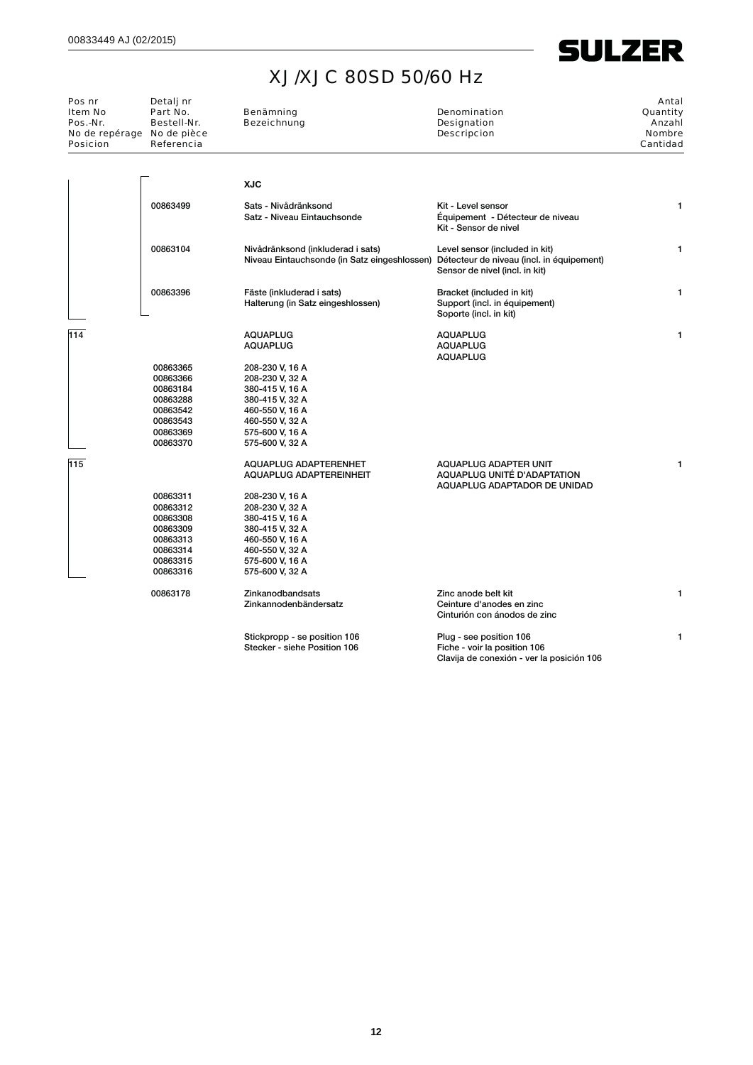# XJ/XJC 80SD 50/60 Hz

| Pos nr<br>Item No<br>Pos.-Nr.<br>No de repérage<br>Posicion | Detalj nr<br>Part No.<br>Bestell-Nr.<br>No de pièce<br>Referencia | Benämning<br>Bezeichnung | Denomination<br>Designation<br>Descripcion | Antal<br>Quantity<br>Anzahl<br>Nombre<br>Cantidad |
|---|---|---|---|---|
| | | **XJC** | | |
| | 00863499 | Sats - Nivådränksond<br>Satz - Niveau Eintauchsonde | Kit - Level sensor<br>Équipement - Détecteur de niveau<br>Kit - Sensor de nivel | 1 |
| | 00863104 | Nivådränksond (inkluderad i sats)<br>Niveau Eintauchsonde (in Satz eingeshlossen) | Level sensor (included in kit)<br>Détecteur de niveau (incl. in équipement)<br>Sensor de nivel (incl. in kit) | 1 |
| | 00863396 | Fäste (inkluderad i sats)<br>Halterung (in Satz eingeshlossen) | Bracket (included in kit)<br>Support (incl. in équipement)<br>Soporte (incl. in kit) | 1 |
| 114 | | AQUAPLUG<br>AQUAPLUG | AQUAPLUG<br>AQUAPLUG<br>AQUAPLUG | 1 |
| | 00863365 | 208-230 V, 16 A | | |
| | 00863366 | 208-230 V, 32 A | | |
| | 00863184 | 380-415 V, 16 A | | |
| | 00863288 | 380-415 V, 32 A | | |
| | 00863542 | 460-550 V, 16 A | | |
| | 00863543 | 460-550 V, 32 A | | |
| | 00863369 | 575-600 V, 16 A | | |
| | 00863370 | 575-600 V, 32 A | | |
| 115 | | AQUAPLUG ADAPTERENHET<br>AQUAPLUG ADAPTEREINHEIT | AQUAPLUG ADAPTER UNIT<br>AQUAPLUG UNITÉ D'ADAPTATION<br>AQUAPLUG ADAPTADOR DE UNIDAD | 1 |
| | 00863311 | 208-230 V, 16 A | | |
| | 00863312 | 208-230 V, 32 A | | |
| | 00863308 | 380-415 V, 16 A | | |
| | 00863309 | 380-415 V, 32 A | | |
| | 00863313 | 460-550 V, 16 A | | |
| | 00863314 | 460-550 V, 32 A | | |
| | 00863315 | 575-600 V, 16 A | | |
| | 00863316 | 575-600 V, 32 A | | |
| | 00863178 | Zinkanodbandsats<br>Zinkannodenbändersatz | Zinc anode belt kit<br>Ceinture d'anodes en zinc<br>Cinturión con ánodos de zinc | 1 |
| | | Stickpropp - se position 106<br>Stecker - siehe Position 106 | Plug - see position 106<br>Fiche - voir la position 106<br>Clavija de conexión - ver la posición 106 | 1 |